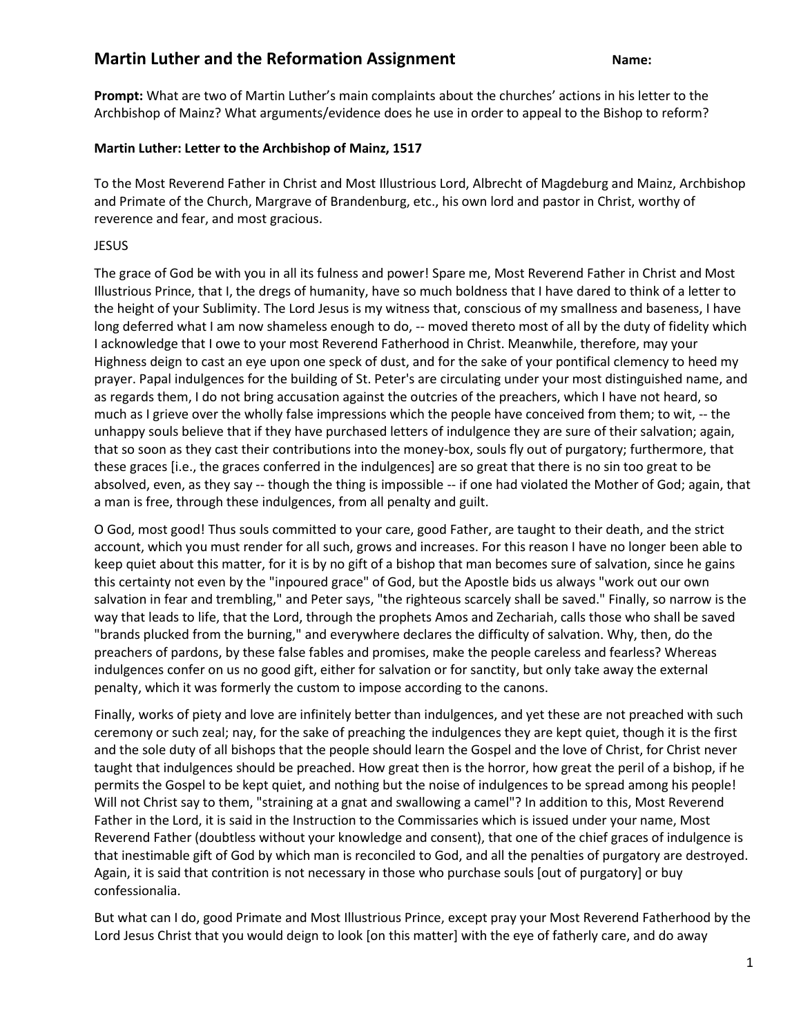# Martin Luther and the Reformation Assignment

**Name:**

**Prompt:** What are two of Martin Luther's main complaints about the churches' actions in his letter to the Archbishop of Mainz? What arguments/evidence does he use in order to appeal to the Bishop to reform?

**Martin Luther: Letter to the Archbishop of Mainz, 1517**

To the Most Reverend Father in Christ and Most Illustrious Lord, Albrecht of Magdeburg and Mainz, Archbishop and Primate of the Church, Margrave of Brandenburg, etc., his own lord and pastor in Christ, worthy of reverence and fear, and most gracious.

JESUS

The grace of God be with you in all its fulness and power! Spare me, Most Reverend Father in Christ and Most Illustrious Prince, that I, the dregs of humanity, have so much boldness that I have dared to think of a letter to the height of your Sublimity. The Lord Jesus is my witness that, conscious of my smallness and baseness, I have long deferred what I am now shameless enough to do, -- moved thereto most of all by the duty of fidelity which I acknowledge that I owe to your most Reverend Fatherhood in Christ. Meanwhile, therefore, may your Highness deign to cast an eye upon one speck of dust, and for the sake of your pontifical clemency to heed my prayer. Papal indulgences for the building of St. Peter's are circulating under your most distinguished name, and as regards them, I do not bring accusation against the outcries of the preachers, which I have not heard, so much as I grieve over the wholly false impressions which the people have conceived from them; to wit, -- the unhappy souls believe that if they have purchased letters of indulgence they are sure of their salvation; again, that so soon as they cast their contributions into the money-box, souls fly out of purgatory; furthermore, that these graces [i.e., the graces conferred in the indulgences] are so great that there is no sin too great to be absolved, even, as they say -- though the thing is impossible -- if one had violated the Mother of God; again, that a man is free, through these indulgences, from all penalty and guilt.

O God, most good! Thus souls committed to your care, good Father, are taught to their death, and the strict account, which you must render for all such, grows and increases. For this reason I have no longer been able to keep quiet about this matter, for it is by no gift of a bishop that man becomes sure of salvation, since he gains this certainty not even by the "inpoured grace" of God, but the Apostle bids us always "work out our own salvation in fear and trembling," and Peter says, "the righteous scarcely shall be saved." Finally, so narrow is the way that leads to life, that the Lord, through the prophets Amos and Zechariah, calls those who shall be saved "brands plucked from the burning," and everywhere declares the difficulty of salvation. Why, then, do the preachers of pardons, by these false fables and promises, make the people careless and fearless? Whereas indulgences confer on us no good gift, either for salvation or for sanctity, but only take away the external penalty, which it was formerly the custom to impose according to the canons.

Finally, works of piety and love are infinitely better than indulgences, and yet these are not preached with such ceremony or such zeal; nay, for the sake of preaching the indulgences they are kept quiet, though it is the first and the sole duty of all bishops that the people should learn the Gospel and the love of Christ, for Christ never taught that indulgences should be preached. How great then is the horror, how great the peril of a bishop, if he permits the Gospel to be kept quiet, and nothing but the noise of indulgences to be spread among his people! Will not Christ say to them, "straining at a gnat and swallowing a camel"? In addition to this, Most Reverend Father in the Lord, it is said in the Instruction to the Commissaries which is issued under your name, Most Reverend Father (doubtless without your knowledge and consent), that one of the chief graces of indulgence is that inestimable gift of God by which man is reconciled to God, and all the penalties of purgatory are destroyed. Again, it is said that contrition is not necessary in those who purchase souls [out of purgatory] or buy confessionalia.

But what can I do, good Primate and Most Illustrious Prince, except pray your Most Reverend Fatherhood by the Lord Jesus Christ that you would deign to look [on this matter] with the eye of fatherly care, and do away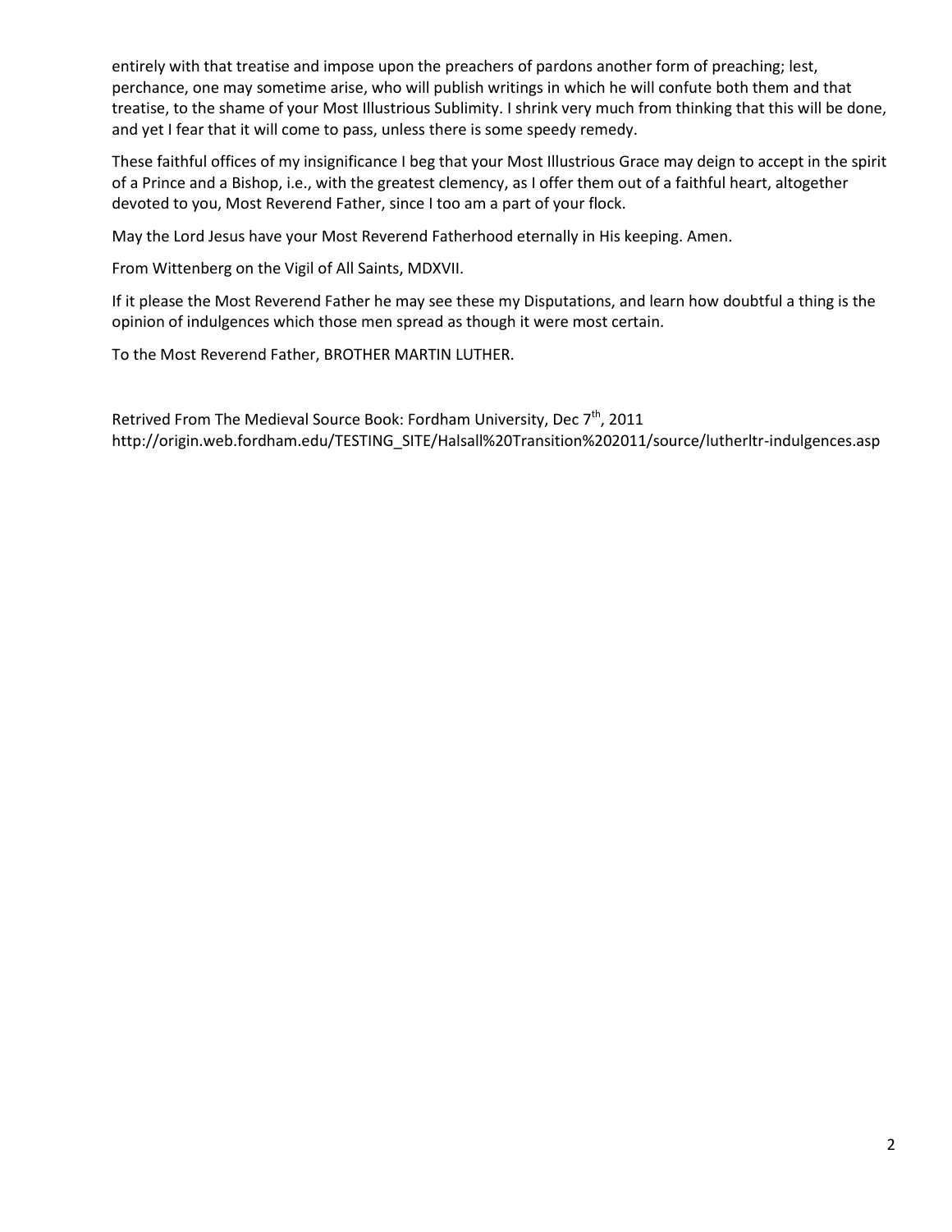entirely with that treatise and impose upon the preachers of pardons another form of preaching; lest, perchance, one may sometime arise, who will publish writings in which he will confute both them and that treatise, to the shame of your Most Illustrious Sublimity. I shrink very much from thinking that this will be done, and yet I fear that it will come to pass, unless there is some speedy remedy.

These faithful offices of my insignificance I beg that your Most Illustrious Grace may deign to accept in the spirit of a Prince and a Bishop, i.e., with the greatest clemency, as I offer them out of a faithful heart, altogether devoted to you, Most Reverend Father, since I too am a part of your flock.

May the Lord Jesus have your Most Reverend Fatherhood eternally in His keeping. Amen.

From Wittenberg on the Vigil of All Saints, MDXVII.

If it please the Most Reverend Father he may see these my Disputations, and learn how doubtful a thing is the opinion of indulgences which those men spread as though it were most certain.

To the Most Reverend Father, BROTHER MARTIN LUTHER.

Retrived From The Medieval Source Book: Fordham University, Dec 7th, 2011
http://origin.web.fordham.edu/TESTING_SITE/Halsall%20Transition%202011/source/lutherltr-indulgences.asp